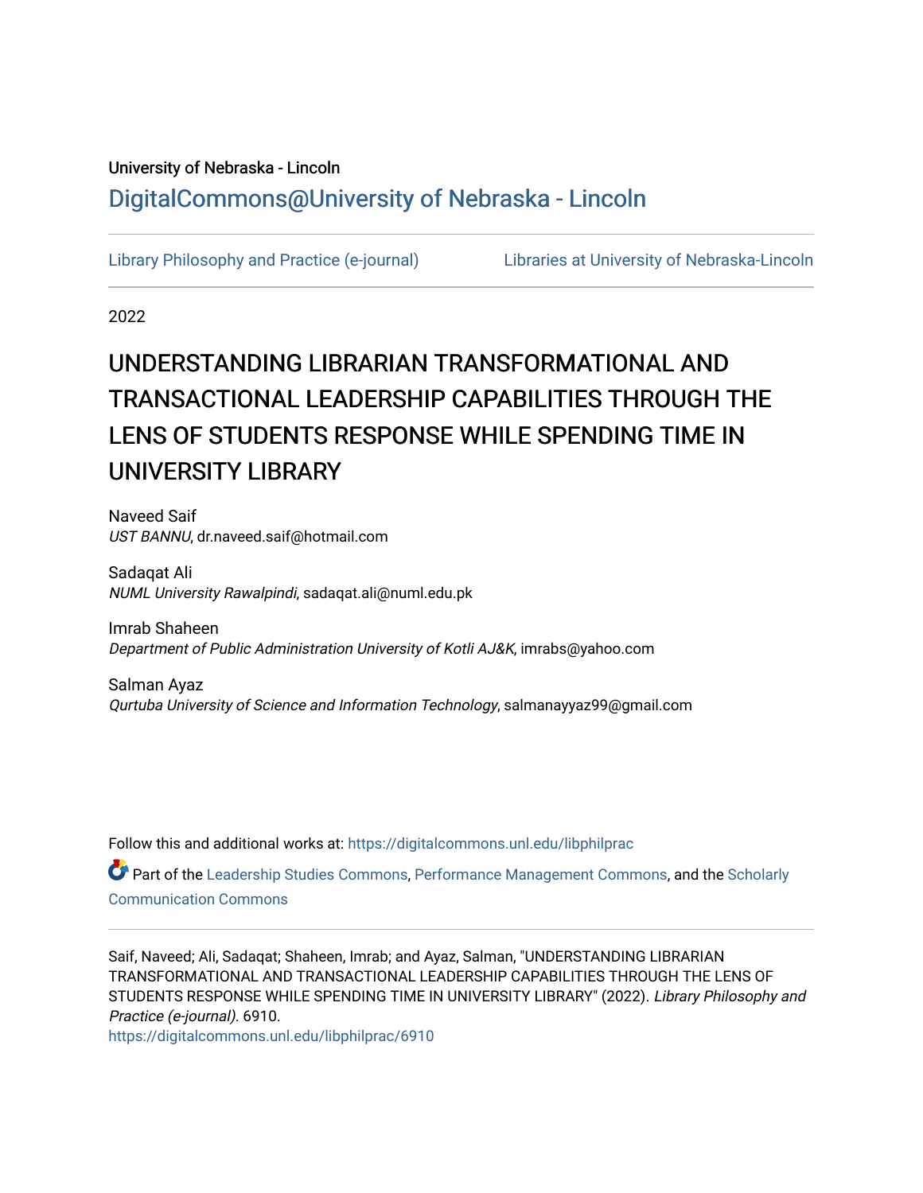University of Nebraska - Lincoln

DigitalCommons@University of Nebraska - Lincoln

Library Philosophy and Practice (e-journal)

Libraries at University of Nebraska-Lincoln

2022

# UNDERSTANDING LIBRARIAN TRANSFORMATIONAL AND TRANSACTIONAL LEADERSHIP CAPABILITIES THROUGH THE LENS OF STUDENTS RESPONSE WHILE SPENDING TIME IN UNIVERSITY LIBRARY

Naveed Saif
*UST BANNU*, dr.naveed.saif@hotmail.com

Sadaqat Ali
*NUML University Rawalpindi*, sadaqat.ali@numl.edu.pk

Imrab Shaheen
*Department of Public Administration University of Kotli AJ&K*, imrabs@yahoo.com

Salman Ayaz
*Qurtuba University of Science and Information Technology*, salmanayyaz99@gmail.com

Follow this and additional works at: https://digitalcommons.unl.edu/libphilprac

Part of the Leadership Studies Commons, Performance Management Commons, and the Scholarly Communication Commons

Saif, Naveed; Ali, Sadaqat; Shaheen, Imrab; and Ayaz, Salman, "UNDERSTANDING LIBRARIAN TRANSFORMATIONAL AND TRANSACTIONAL LEADERSHIP CAPABILITIES THROUGH THE LENS OF STUDENTS RESPONSE WHILE SPENDING TIME IN UNIVERSITY LIBRARY" (2022). *Library Philosophy and Practice (e-journal)*. 6910.
https://digitalcommons.unl.edu/libphilprac/6910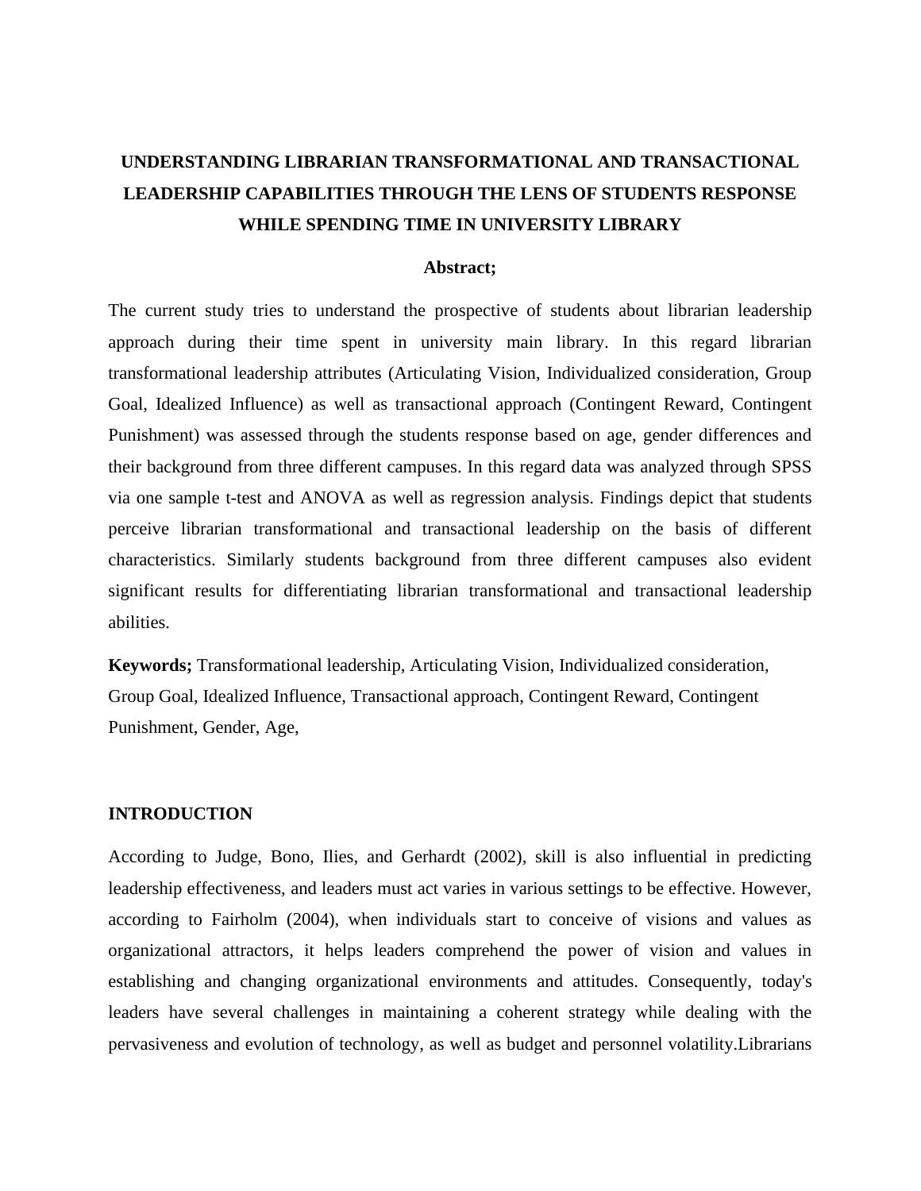# UNDERSTANDING LIBRARIAN TRANSFORMATIONAL AND TRANSACTIONAL LEADERSHIP CAPABILITIES THROUGH THE LENS OF STUDENTS RESPONSE WHILE SPENDING TIME IN UNIVERSITY LIBRARY

**Abstract;**

The current study tries to understand the prospective of students about librarian leadership approach during their time spent in university main library. In this regard librarian transformational leadership attributes (Articulating Vision, Individualized consideration, Group Goal, Idealized Influence) as well as transactional approach (Contingent Reward, Contingent Punishment) was assessed through the students response based on age, gender differences and their background from three different campuses. In this regard data was analyzed through SPSS via one sample t-test and ANOVA as well as regression analysis. Findings depict that students perceive librarian transformational and transactional leadership on the basis of different characteristics. Similarly students background from three different campuses also evident significant results for differentiating librarian transformational and transactional leadership abilities.

**Keywords;** Transformational leadership, Articulating Vision, Individualized consideration, Group Goal, Idealized Influence, Transactional approach, Contingent Reward, Contingent Punishment, Gender, Age,

## INTRODUCTION

According to Judge, Bono, Ilies, and Gerhardt (2002), skill is also influential in predicting leadership effectiveness, and leaders must act varies in various settings to be effective. However, according to Fairholm (2004), when individuals start to conceive of visions and values as organizational attractors, it helps leaders comprehend the power of vision and values in establishing and changing organizational environments and attitudes. Consequently, today's leaders have several challenges in maintaining a coherent strategy while dealing with the pervasiveness and evolution of technology, as well as budget and personnel volatility.Librarians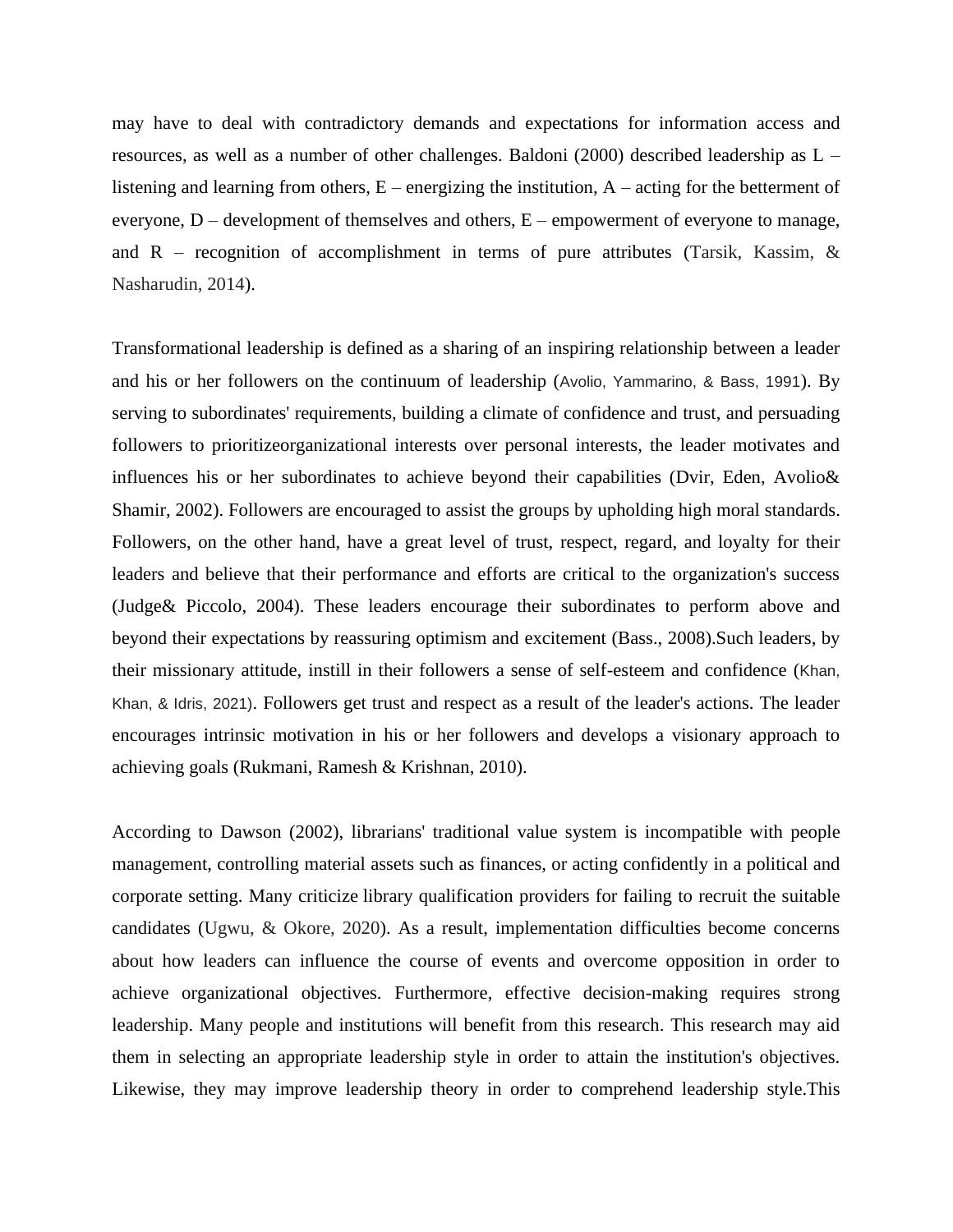may have to deal with contradictory demands and expectations for information access and resources, as well as a number of other challenges. Baldoni (2000) described leadership as L – listening and learning from others, E – energizing the institution, A – acting for the betterment of everyone, D – development of themselves and others, E – empowerment of everyone to manage, and R – recognition of accomplishment in terms of pure attributes (Tarsik, Kassim, & Nasharudin, 2014).

Transformational leadership is defined as a sharing of an inspiring relationship between a leader and his or her followers on the continuum of leadership (Avolio, Yammarino, & Bass, 1991). By serving to subordinates' requirements, building a climate of confidence and trust, and persuading followers to prioritizeorganizational interests over personal interests, the leader motivates and influences his or her subordinates to achieve beyond their capabilities (Dvir, Eden, Avolio& Shamir, 2002). Followers are encouraged to assist the groups by upholding high moral standards. Followers, on the other hand, have a great level of trust, respect, regard, and loyalty for their leaders and believe that their performance and efforts are critical to the organization's success (Judge& Piccolo, 2004). These leaders encourage their subordinates to perform above and beyond their expectations by reassuring optimism and excitement (Bass., 2008).Such leaders, by their missionary attitude, instill in their followers a sense of self-esteem and confidence (Khan, Khan, & Idris, 2021). Followers get trust and respect as a result of the leader's actions. The leader encourages intrinsic motivation in his or her followers and develops a visionary approach to achieving goals (Rukmani, Ramesh & Krishnan, 2010).

According to Dawson (2002), librarians' traditional value system is incompatible with people management, controlling material assets such as finances, or acting confidently in a political and corporate setting. Many criticize library qualification providers for failing to recruit the suitable candidates (Ugwu, & Okore, 2020). As a result, implementation difficulties become concerns about how leaders can influence the course of events and overcome opposition in order to achieve organizational objectives. Furthermore, effective decision-making requires strong leadership. Many people and institutions will benefit from this research. This research may aid them in selecting an appropriate leadership style in order to attain the institution's objectives. Likewise, they may improve leadership theory in order to comprehend leadership style.This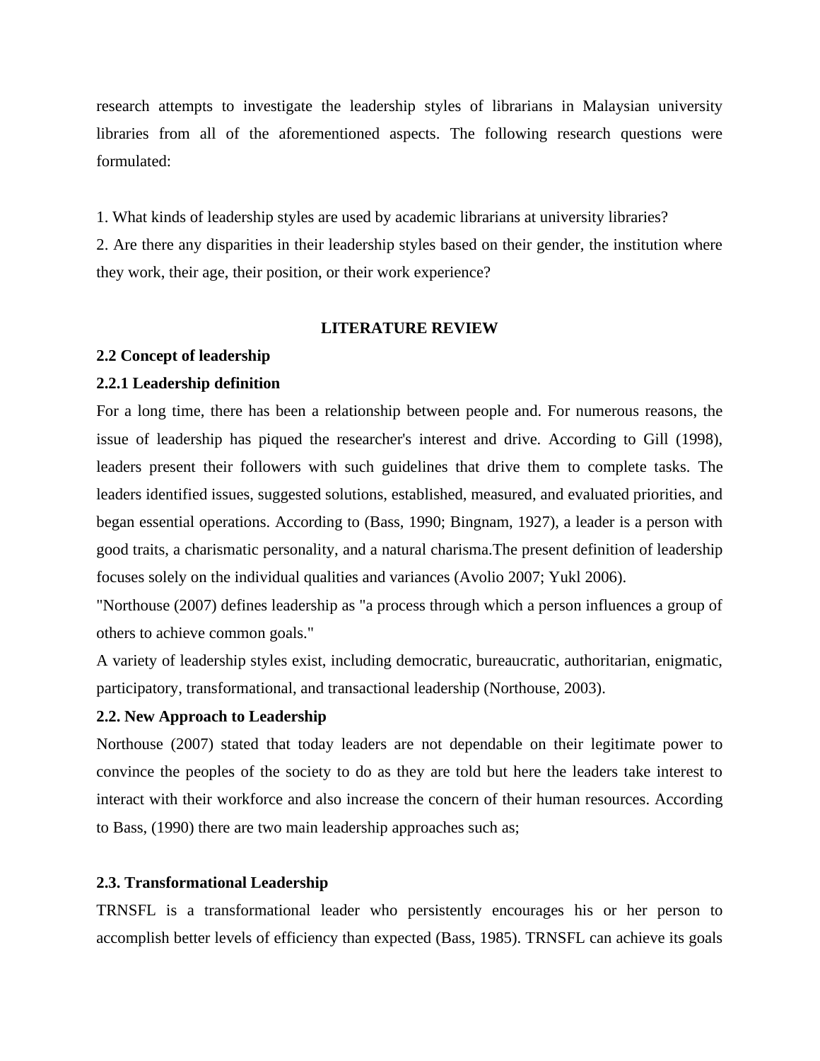research attempts to investigate the leadership styles of librarians in Malaysian university libraries from all of the aforementioned aspects. The following research questions were formulated:

1. What kinds of leadership styles are used by academic librarians at university libraries?
2. Are there any disparities in their leadership styles based on their gender, the institution where they work, their age, their position, or their work experience?

# LITERATURE REVIEW

## 2.2 Concept of leadership

### 2.2.1 Leadership definition

For a long time, there has been a relationship between people and. For numerous reasons, the issue of leadership has piqued the researcher's interest and drive. According to Gill (1998), leaders present their followers with such guidelines that drive them to complete tasks. The leaders identified issues, suggested solutions, established, measured, and evaluated priorities, and began essential operations. According to (Bass, 1990; Bingnam, 1927), a leader is a person with good traits, a charismatic personality, and a natural charisma.The present definition of leadership focuses solely on the individual qualities and variances (Avolio 2007; Yukl 2006).

"Northouse (2007) defines leadership as "a process through which a person influences a group of others to achieve common goals."

A variety of leadership styles exist, including democratic, bureaucratic, authoritarian, enigmatic, participatory, transformational, and transactional leadership (Northouse, 2003).

## 2.2. New Approach to Leadership

Northouse (2007) stated that today leaders are not dependable on their legitimate power to convince the peoples of the society to do as they are told but here the leaders take interest to interact with their workforce and also increase the concern of their human resources. According to Bass, (1990) there are two main leadership approaches such as;

## 2.3. Transformational Leadership

TRNSFL is a transformational leader who persistently encourages his or her person to accomplish better levels of efficiency than expected (Bass, 1985). TRNSFL can achieve its goals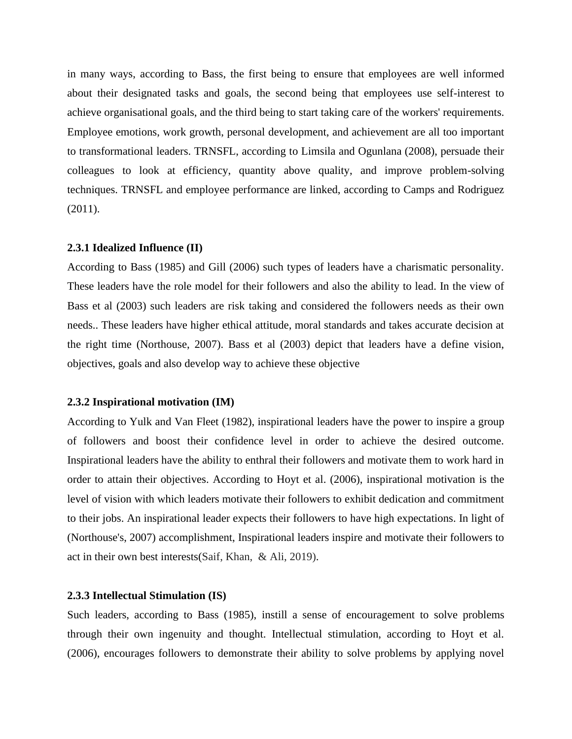in many ways, according to Bass, the first being to ensure that employees are well informed about their designated tasks and goals, the second being that employees use self-interest to achieve organisational goals, and the third being to start taking care of the workers' requirements. Employee emotions, work growth, personal development, and achievement are all too important to transformational leaders. TRNSFL, according to Limsila and Ogunlana (2008), persuade their colleagues to look at efficiency, quantity above quality, and improve problem-solving techniques. TRNSFL and employee performance are linked, according to Camps and Rodriguez (2011).

### 2.3.1 Idealized Influence (II)

According to Bass (1985) and Gill (2006) such types of leaders have a charismatic personality. These leaders have the role model for their followers and also the ability to lead. In the view of Bass et al (2003) such leaders are risk taking and considered the followers needs as their own needs.. These leaders have higher ethical attitude, moral standards and takes accurate decision at the right time (Northouse, 2007). Bass et al (2003) depict that leaders have a define vision, objectives, goals and also develop way to achieve these objective

### 2.3.2 Inspirational motivation (IM)

According to Yulk and Van Fleet (1982), inspirational leaders have the power to inspire a group of followers and boost their confidence level in order to achieve the desired outcome. Inspirational leaders have the ability to enthral their followers and motivate them to work hard in order to attain their objectives. According to Hoyt et al. (2006), inspirational motivation is the level of vision with which leaders motivate their followers to exhibit dedication and commitment to their jobs. An inspirational leader expects their followers to have high expectations. In light of (Northouse's, 2007) accomplishment, Inspirational leaders inspire and motivate their followers to act in their own best interests(Saif, Khan, & Ali, 2019).

### 2.3.3 Intellectual Stimulation (IS)

Such leaders, according to Bass (1985), instill a sense of encouragement to solve problems through their own ingenuity and thought. Intellectual stimulation, according to Hoyt et al. (2006), encourages followers to demonstrate their ability to solve problems by applying novel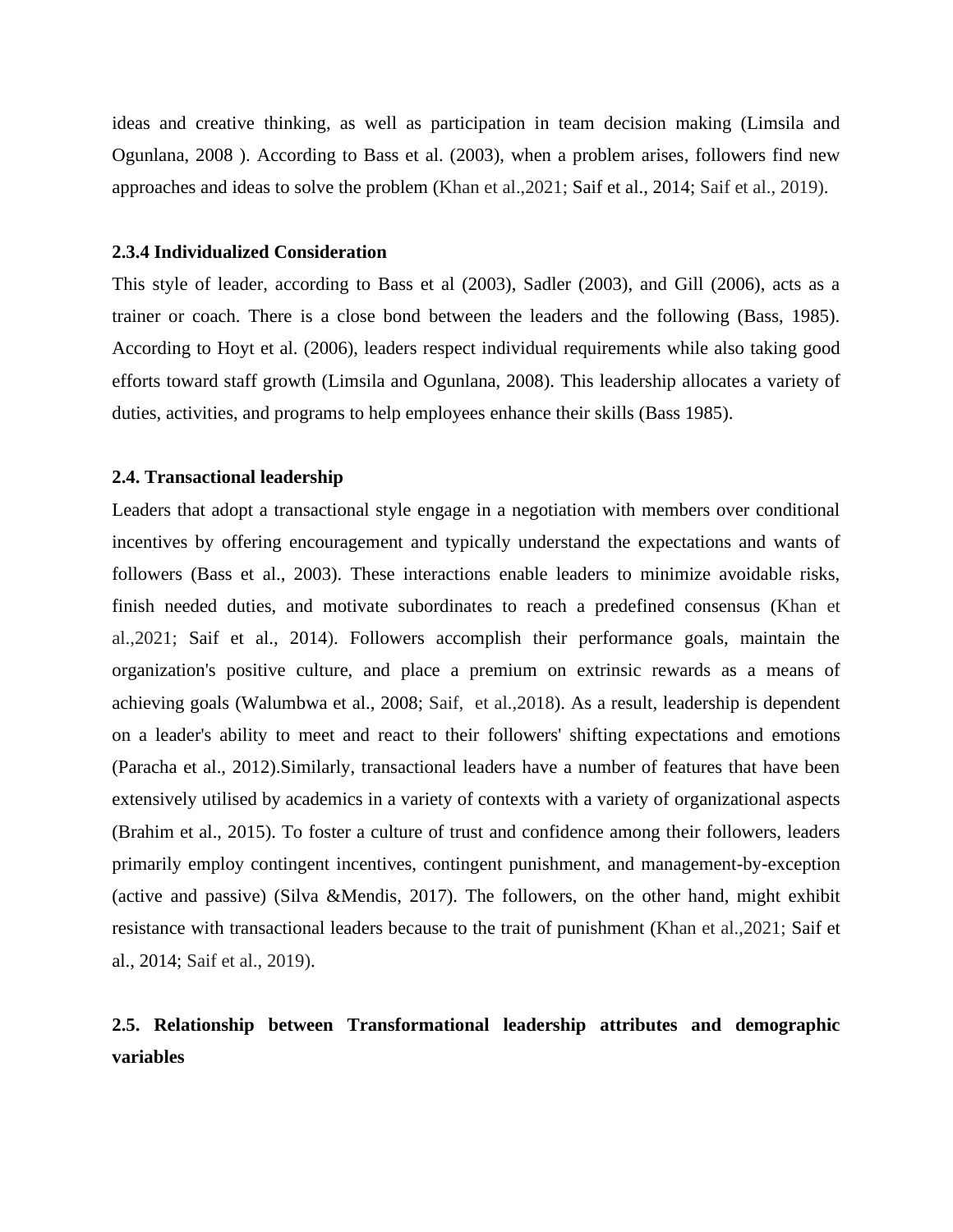ideas and creative thinking, as well as participation in team decision making (Limsila and Ogunlana, 2008 ). According to Bass et al. (2003), when a problem arises, followers find new approaches and ideas to solve the problem (Khan et al.,2021; Saif et al., 2014; Saif et al., 2019).

### 2.3.4 Individualized Consideration

This style of leader, according to Bass et al (2003), Sadler (2003), and Gill (2006), acts as a trainer or coach. There is a close bond between the leaders and the following (Bass, 1985). According to Hoyt et al. (2006), leaders respect individual requirements while also taking good efforts toward staff growth (Limsila and Ogunlana, 2008). This leadership allocates a variety of duties, activities, and programs to help employees enhance their skills (Bass 1985).

### 2.4. Transactional leadership

Leaders that adopt a transactional style engage in a negotiation with members over conditional incentives by offering encouragement and typically understand the expectations and wants of followers (Bass et al., 2003). These interactions enable leaders to minimize avoidable risks, finish needed duties, and motivate subordinates to reach a predefined consensus (Khan et al.,2021; Saif et al., 2014). Followers accomplish their performance goals, maintain the organization's positive culture, and place a premium on extrinsic rewards as a means of achieving goals (Walumbwa et al., 2008; Saif, et al.,2018). As a result, leadership is dependent on a leader's ability to meet and react to their followers' shifting expectations and emotions (Paracha et al., 2012).Similarly, transactional leaders have a number of features that have been extensively utilised by academics in a variety of contexts with a variety of organizational aspects (Brahim et al., 2015). To foster a culture of trust and confidence among their followers, leaders primarily employ contingent incentives, contingent punishment, and management-by-exception (active and passive) (Silva &Mendis, 2017). The followers, on the other hand, might exhibit resistance with transactional leaders because to the trait of punishment (Khan et al.,2021; Saif et al., 2014; Saif et al., 2019).

### 2.5. Relationship between Transformational leadership attributes and demographic variables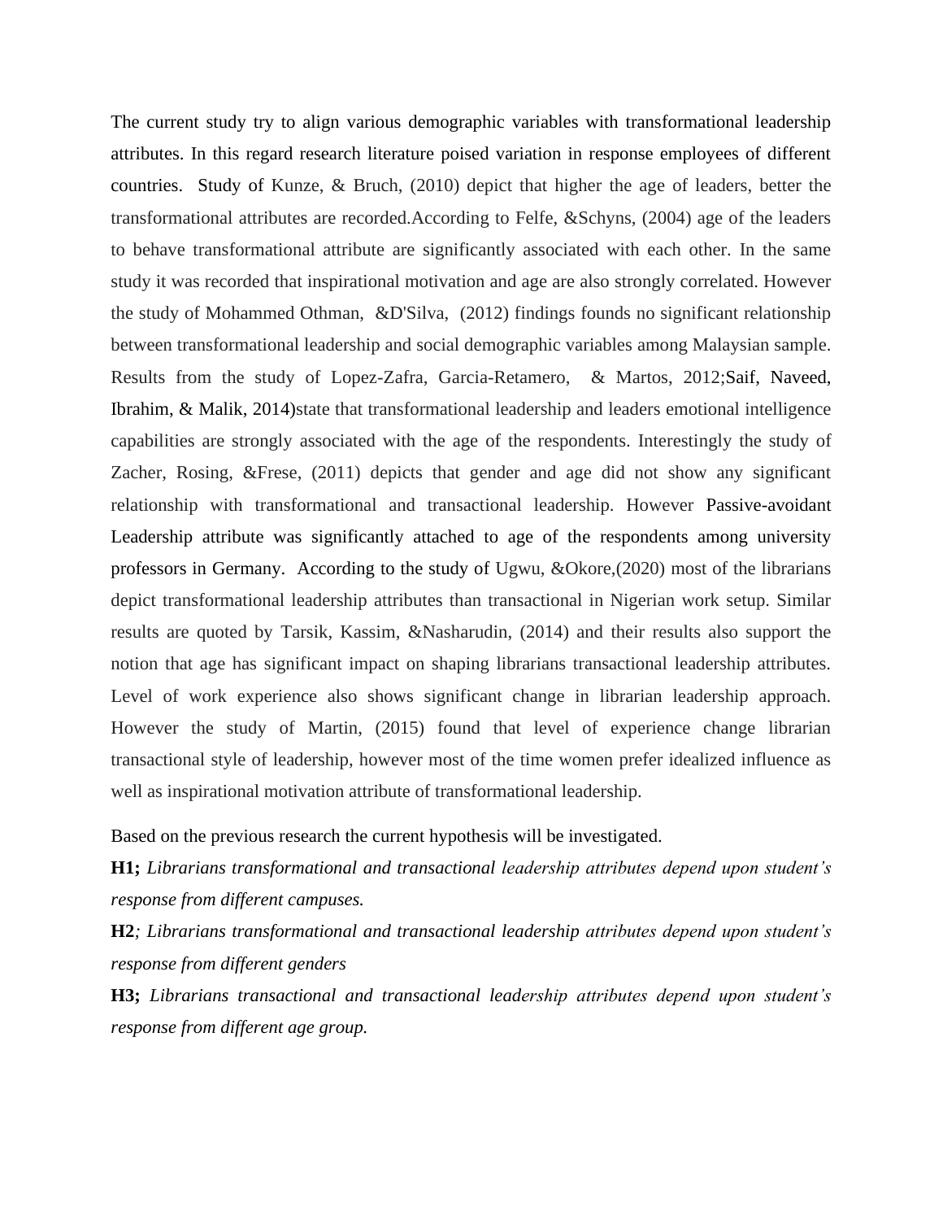The current study try to align various demographic variables with transformational leadership attributes. In this regard research literature poised variation in response employees of different countries. Study of Kunze, & Bruch, (2010) depict that higher the age of leaders, better the transformational attributes are recorded.According to Felfe, &Schyns, (2004) age of the leaders to behave transformational attribute are significantly associated with each other. In the same study it was recorded that inspirational motivation and age are also strongly correlated. However the study of Mohammed Othman, &D'Silva, (2012) findings founds no significant relationship between transformational leadership and social demographic variables among Malaysian sample. Results from the study of Lopez-Zafra, Garcia-Retamero, & Martos, 2012;Saif, Naveed, Ibrahim, & Malik, 2014)state that transformational leadership and leaders emotional intelligence capabilities are strongly associated with the age of the respondents. Interestingly the study of Zacher, Rosing, &Frese, (2011) depicts that gender and age did not show any significant relationship with transformational and transactional leadership. However Passive-avoidant Leadership attribute was significantly attached to age of the respondents among university professors in Germany. According to the study of Ugwu, &Okore,(2020) most of the librarians depict transformational leadership attributes than transactional in Nigerian work setup. Similar results are quoted by Tarsik, Kassim, &Nasharudin, (2014) and their results also support the notion that age has significant impact on shaping librarians transactional leadership attributes. Level of work experience also shows significant change in librarian leadership approach. However the study of Martin, (2015) found that level of experience change librarian transactional style of leadership, however most of the time women prefer idealized influence as well as inspirational motivation attribute of transformational leadership.

Based on the previous research the current hypothesis will be investigated.

**H1;** *Librarians transformational and transactional leadership attributes depend upon student's response from different campuses.*

**H2***; Librarians transformational and transactional leadership attributes depend upon student's response from different genders*

**H3;** *Librarians transactional and transactional leadership attributes depend upon student's response from different age group.*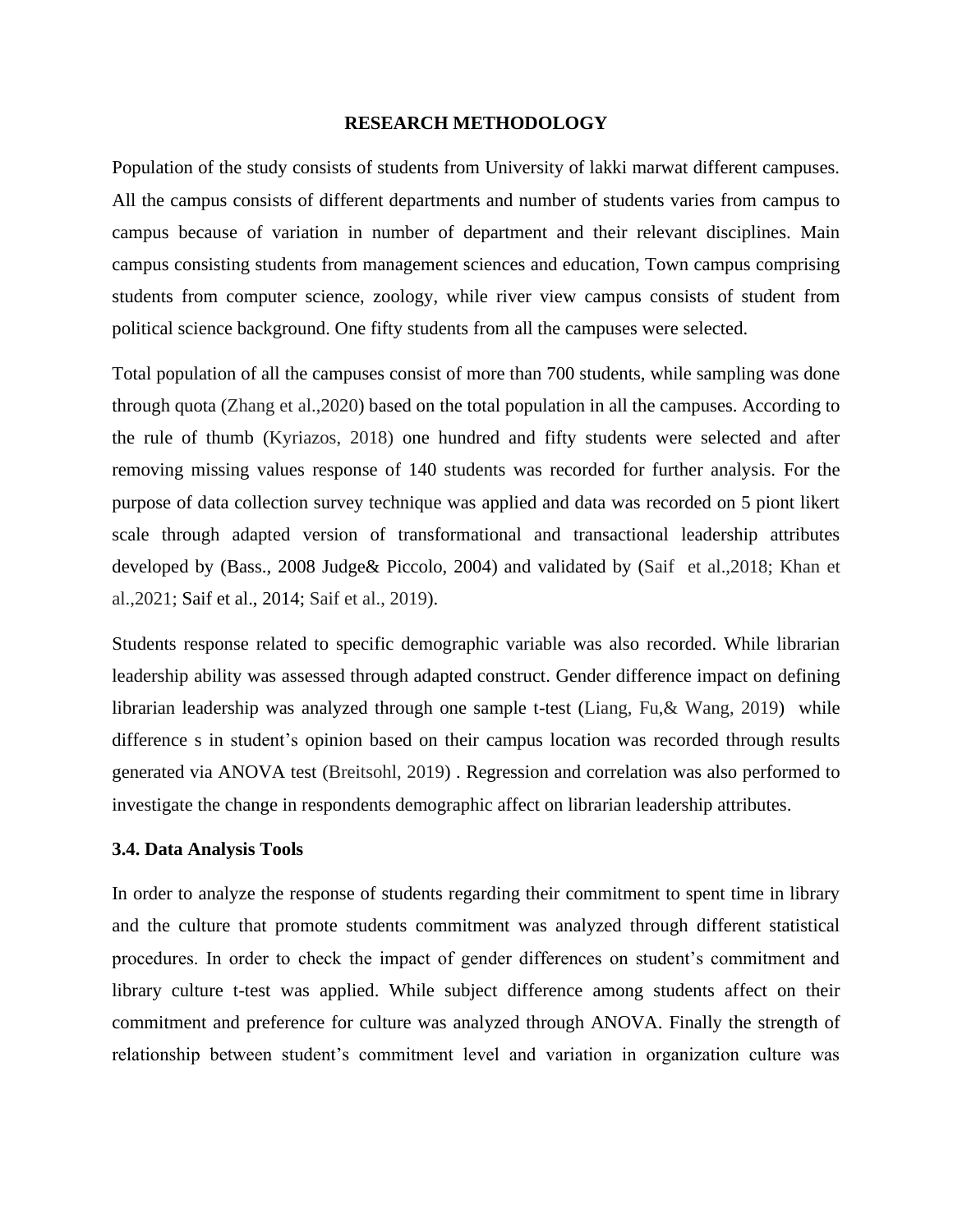**RESEARCH METHODOLOGY**

Population of the study consists of students from University of lakki marwat different campuses. All the campus consists of different departments and number of students varies from campus to campus because of variation in number of department and their relevant disciplines. Main campus consisting students from management sciences and education, Town campus comprising students from computer science, zoology, while river view campus consists of student from political science background. One fifty students from all the campuses were selected.

Total population of all the campuses consist of more than 700 students, while sampling was done through quota (Zhang et al.,2020) based on the total population in all the campuses. According to the rule of thumb (Kyriazos, 2018) one hundred and fifty students were selected and after removing missing values response of 140 students was recorded for further analysis. For the purpose of data collection survey technique was applied and data was recorded on 5 piont likert scale through adapted version of transformational and transactional leadership attributes developed by (Bass., 2008 Judge& Piccolo, 2004) and validated by (Saif et al.,2018; Khan et al.,2021; Saif et al., 2014; Saif et al., 2019).

Students response related to specific demographic variable was also recorded. While librarian leadership ability was assessed through adapted construct. Gender difference impact on defining librarian leadership was analyzed through one sample t-test (Liang, Fu,& Wang, 2019) while difference s in student's opinion based on their campus location was recorded through results generated via ANOVA test (Breitsohl, 2019) . Regression and correlation was also performed to investigate the change in respondents demographic affect on librarian leadership attributes.

**3.4. Data Analysis Tools**

In order to analyze the response of students regarding their commitment to spent time in library and the culture that promote students commitment was analyzed through different statistical procedures. In order to check the impact of gender differences on student's commitment and library culture t-test was applied. While subject difference among students affect on their commitment and preference for culture was analyzed through ANOVA. Finally the strength of relationship between student's commitment level and variation in organization culture was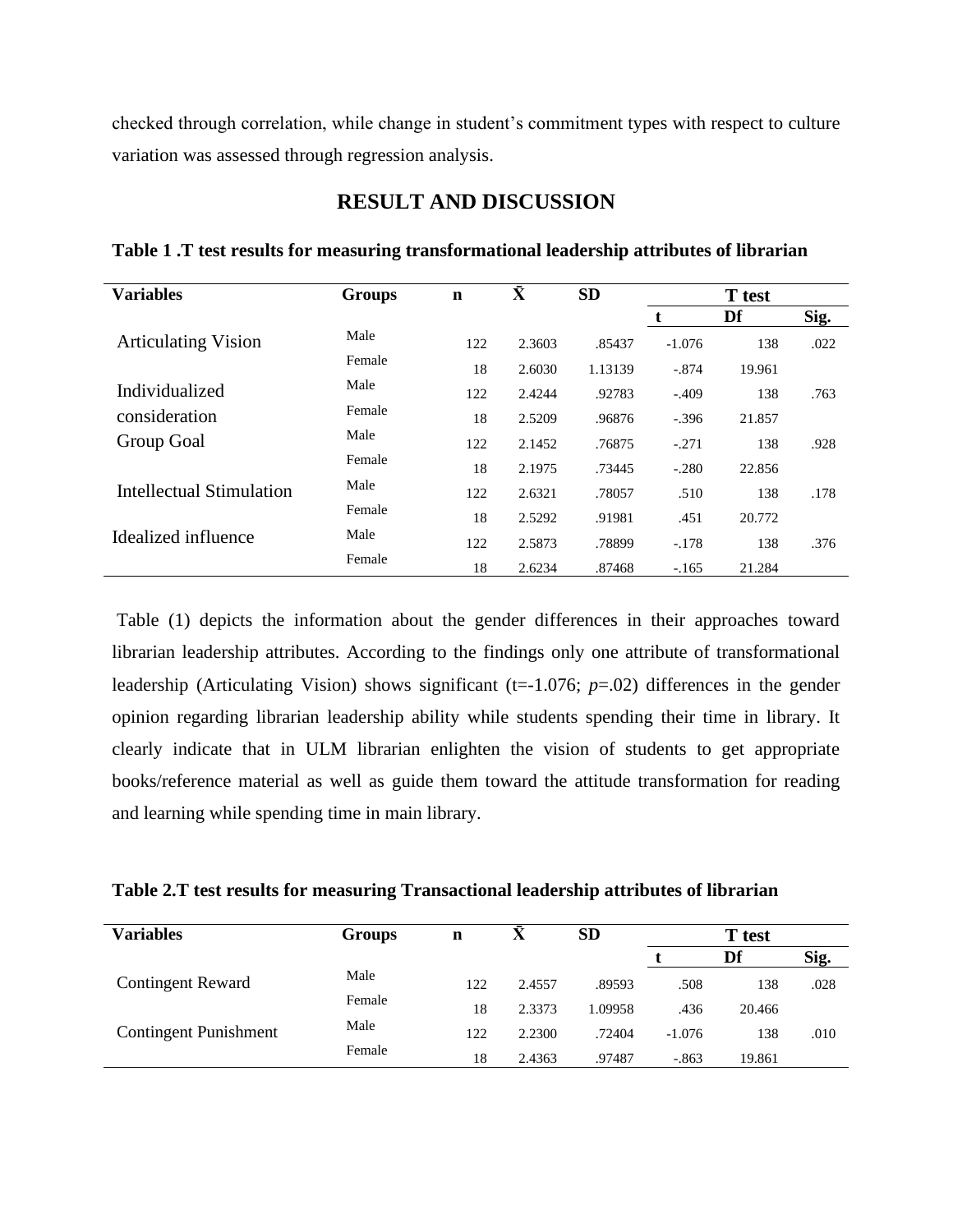checked through correlation, while change in student's commitment types with respect to culture variation was assessed through regression analysis.

## RESULT AND DISCUSSION

**Table 1 .T test results for measuring transformational leadership attributes of librarian**

| Variables | Groups | n | X̄ | SD | T test | | |
|---|---|---|---|---|---|---|---|
| | | | | | t | Df | Sig. |
| Articulating Vision | Male | 122 | 2.3603 | .85437 | -1.076 | 138 | .022 |
| | Female | 18 | 2.6030 | 1.13139 | -.874 | 19.961 | |
| Individualized consideration | Male | 122 | 2.4244 | .92783 | -.409 | 138 | .763 |
| | Female | 18 | 2.5209 | .96876 | -.396 | 21.857 | |
| Group Goal | Male | 122 | 2.1452 | .76875 | -.271 | 138 | .928 |
| | Female | 18 | 2.1975 | .73445 | -.280 | 22.856 | |
| Intellectual Stimulation | Male | 122 | 2.6321 | .78057 | .510 | 138 | .178 |
| | Female | 18 | 2.5292 | .91981 | .451 | 20.772 | |
| Idealized influence | Male | 122 | 2.5873 | .78899 | -.178 | 138 | .376 |
| | Female | 18 | 2.6234 | .87468 | -.165 | 21.284 | |

Table (1) depicts the information about the gender differences in their approaches toward librarian leadership attributes. According to the findings only one attribute of transformational leadership (Articulating Vision) shows significant (t=-1.076; *p*=.02) differences in the gender opinion regarding librarian leadership ability while students spending their time in library. It clearly indicate that in ULM librarian enlighten the vision of students to get appropriate books/reference material as well as guide them toward the attitude transformation for reading and learning while spending time in main library.

**Table 2.T test results for measuring Transactional leadership attributes of librarian**

| Variables | Groups | n | X̄ | SD | T test | | |
|---|---|---|---|---|---|---|---|
| | | | | | t | Df | Sig. |
| Contingent Reward | Male | 122 | 2.4557 | .89593 | .508 | 138 | .028 |
| | Female | 18 | 2.3373 | 1.09958 | .436 | 20.466 | |
| Contingent Punishment | Male | 122 | 2.2300 | .72404 | -1.076 | 138 | .010 |
| | Female | 18 | 2.4363 | .97487 | -.863 | 19.861 | |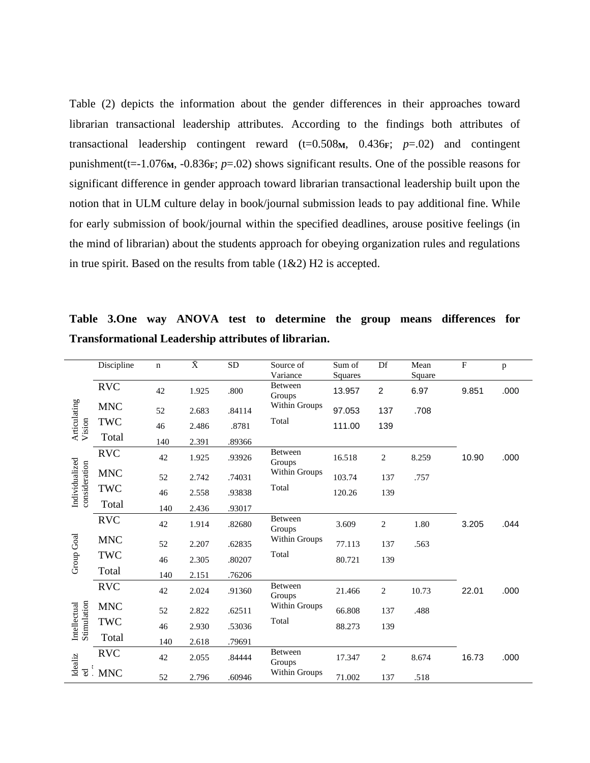Table (2) depicts the information about the gender differences in their approaches toward librarian transactional leadership attributes. According to the findings both attributes of transactional leadership contingent reward ($t=0.508_{M}$, $0.436_{F}$; $p=.02$) and contingent punishment($t=-1.076_{M}$, $-0.836_{F}$; $p=.02$) shows significant results. One of the possible reasons for significant difference in gender approach toward librarian transactional leadership built upon the notion that in ULM culture delay in book/journal submission leads to pay additional fine. While for early submission of book/journal within the specified deadlines, arouse positive feelings (in the mind of librarian) about the students approach for obeying organization rules and regulations in true spirit. Based on the results from table (1&2) H2 is accepted.

**Table 3.One way ANOVA test to determine the group means differences for Transformational Leadership attributes of librarian.**

| | Discipline | n | $\bar{X}$ | SD | Source of Variance | Sum of Squares | Df | Mean Square | F | p |
|---|---|---|---|---|---|---|---|---|---|---|
| Articulating Vision | RVC | 42 | 1.925 | .800 | Between Groups | 13.957 | 2 | 6.97 | 9.851 | .000 |
| | MNC | 52 | 2.683 | .84114 | Within Groups | 97.053 | 137 | .708 | | |
| | TWC | 46 | 2.486 | .8781 | Total | 111.00 | 139 | | | |
| | Total | 140 | 2.391 | .89366 | | | | | | |
| Individualized consideration | RVC | 42 | 1.925 | .93926 | Between Groups | 16.518 | 2 | 8.259 | 10.90 | .000 |
| | MNC | 52 | 2.742 | .74031 | Within Groups | 103.74 | 137 | .757 | | |
| | TWC | 46 | 2.558 | .93838 | Total | 120.26 | 139 | | | |
| | Total | 140 | 2.436 | .93017 | | | | | | |
| Group Goal | RVC | 42 | 1.914 | .82680 | Between Groups | 3.609 | 2 | 1.80 | 3.205 | .044 |
| | MNC | 52 | 2.207 | .62835 | Within Groups | 77.113 | 137 | .563 | | |
| | TWC | 46 | 2.305 | .80207 | Total | 80.721 | 139 | | | |
| | Total | 140 | 2.151 | .76206 | | | | | | |
| Intellectual Stimulation | RVC | 42 | 2.024 | .91360 | Between Groups | 21.466 | 2 | 10.73 | 22.01 | .000 |
| | MNC | 52 | 2.822 | .62511 | Within Groups | 66.808 | 137 | .488 | | |
| | TWC | 46 | 2.930 | .53036 | Total | 88.273 | 139 | | | |
| | Total | 140 | 2.618 | .79691 | | | | | | |
| Idealized | RVC | 42 | 2.055 | .84444 | Between Groups | 17.347 | 2 | 8.674 | 16.73 | .000 |
| | MNC | 52 | 2.796 | .60946 | Within Groups | 71.002 | 137 | .518 | | |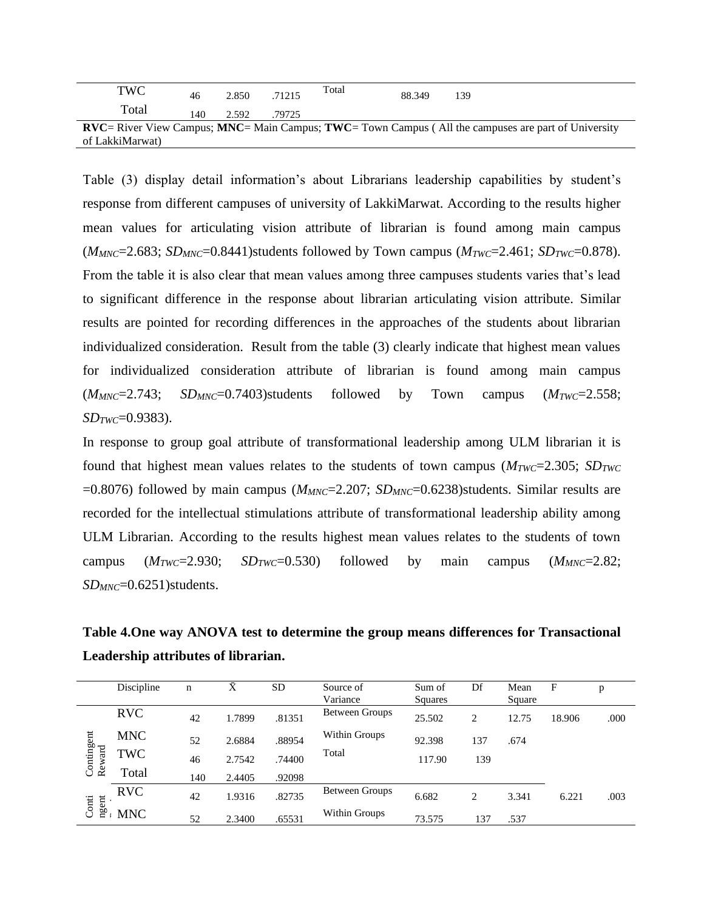| | Discipline | n | X̄ | SD | Source of Variance | Sum of Squares | Df | Mean Square | F | p |
|---|---|---|---|---|---|---|---|---|---|---|
| | TWC | 46 | 2.850 | .71215 | Total | 88.349 | 139 | | | |
| | Total | 140 | 2.592 | .79725 | | | | | | |

**RVC**= River View Campus; **MNC**= Main Campus; **TWC**= Town Campus ( All the campuses are part of University of LakkiMarwat)

Table (3) display detail information's about Librarians leadership capabilities by student's response from different campuses of university of LakkiMarwat. According to the results higher mean values for articulating vision attribute of librarian is found among main campus ($M_{MNC}$=2.683; $SD_{MNC}$=0.8441)students followed by Town campus ($M_{TWC}$=2.461; $SD_{TWC}$=0.878). From the table it is also clear that mean values among three campuses students varies that's lead to significant difference in the response about librarian articulating vision attribute. Similar results are pointed for recording differences in the approaches of the students about librarian individualized consideration. Result from the table (3) clearly indicate that highest mean values for individualized consideration attribute of librarian is found among main campus ($M_{MNC}$=2.743; $SD_{MNC}$=0.7403)students followed by Town campus ($M_{TWC}$=2.558; $SD_{TWC}$=0.9383).

In response to group goal attribute of transformational leadership among ULM librarian it is found that highest mean values relates to the students of town campus ($M_{TWC}$=2.305; $SD_{TWC}$ =0.8076) followed by main campus ($M_{MNC}$=2.207; $SD_{MNC}$=0.6238)students. Similar results are recorded for the intellectual stimulations attribute of transformational leadership ability among ULM Librarian. According to the results highest mean values relates to the students of town campus ($M_{TWC}$=2.930; $SD_{TWC}$=0.530) followed by main campus ($M_{MNC}$=2.82; $SD_{MNC}$=0.6251)students.

**Table 4.One way ANOVA test to determine the group means differences for Transactional Leadership attributes of librarian.**

| | Discipline | n | X̄ | SD | Source of Variance | Sum of Squares | Df | Mean Square | F | p |
|---|---|---|---|---|---|---|---|---|---|---|
| Contingent Reward | RVC | 42 | 1.7899 | .81351 | Between Groups | 25.502 | 2 | 12.75 | 18.906 | .000 |
| | MNC | 52 | 2.6884 | .88954 | Within Groups | 92.398 | 137 | .674 | | |
| | TWC | 46 | 2.7542 | .74400 | Total | 117.90 | 139 | | | |
| | Total | 140 | 2.4405 | .92098 | | | | | | |
| Contingent . | RVC | 42 | 1.9316 | .82735 | Between Groups | 6.682 | 2 | 3.341 | 6.221 | .003 |
| | MNC | 52 | 2.3400 | .65531 | Within Groups | 73.575 | 137 | .537 | | |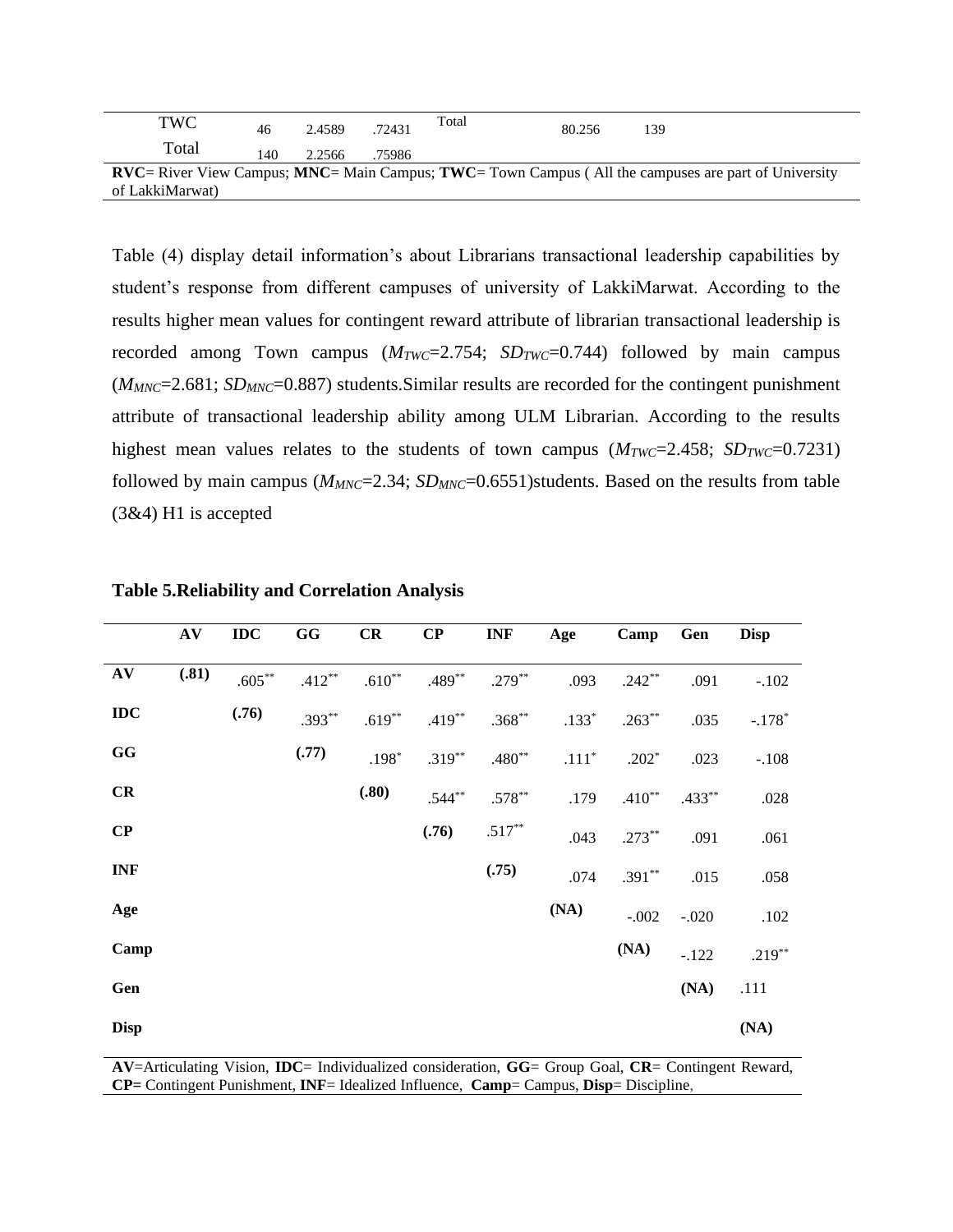| TWC | 46 | 2.4589 | .72431 | Total | 80.256 | 139 |
|---|---|---|---|---|---|---|
| Total | 140 | 2.2566 | .75986 | | | |

**RVC**= River View Campus; **MNC**= Main Campus; **TWC**= Town Campus ( All the campuses are part of University of LakkiMarwat)

Table (4) display detail information's about Librarians transactional leadership capabilities by student's response from different campuses of university of LakkiMarwat. According to the results higher mean values for contingent reward attribute of librarian transactional leadership is recorded among Town campus ($M_{TWC}$=2.754; $SD_{TWC}$=0.744) followed by main campus ($M_{MNC}$=2.681; $SD_{MNC}$=0.887) students.Similar results are recorded for the contingent punishment attribute of transactional leadership ability among ULM Librarian. According to the results highest mean values relates to the students of town campus ($M_{TWC}$=2.458; $SD_{TWC}$=0.7231) followed by main campus ($M_{MNC}$=2.34; $SD_{MNC}$=0.6551)students. Based on the results from table (3&4) H1 is accepted

**Table 5.Reliability and Correlation Analysis**

| | AV | IDC | GG | CR | CP | INF | Age | Camp | Gen | Disp |
|---|---|---|---|---|---|---|---|---|---|---|
| **AV** | **(.81)** | .605** | .412** | .610** | .489** | .279** | .093 | .242** | .091 | -.102 |
| **IDC** | | **(.76)** | .393** | .619** | .419** | .368** | .133* | .263** | .035 | -.178* |
| **GG** | | | **(.77)** | .198* | .319** | .480** | .111* | .202* | .023 | -.108 |
| **CR** | | | | **(.80)** | .544** | .578** | .179 | .410** | .433** | .028 |
| **CP** | | | | | **(.76)** | .517** | .043 | .273** | .091 | .061 |
| **INF** | | | | | | **(.75)** | .074 | .391** | .015 | .058 |
| **Age** | | | | | | | **(NA)** | -.002 | -.020 | .102 |
| **Camp** | | | | | | | | **(NA)** | -.122 | .219** |
| **Gen** | | | | | | | | | **(NA)** | .111 |
| **Disp** | | | | | | | | | | **(NA)** |

**AV**=Articulating Vision, **IDC**= Individualized consideration, **GG**= Group Goal, **CR**= Contingent Reward, **CP=** Contingent Punishment, **INF**= Idealized Influence, **Camp**= Campus, **Disp**= Discipline,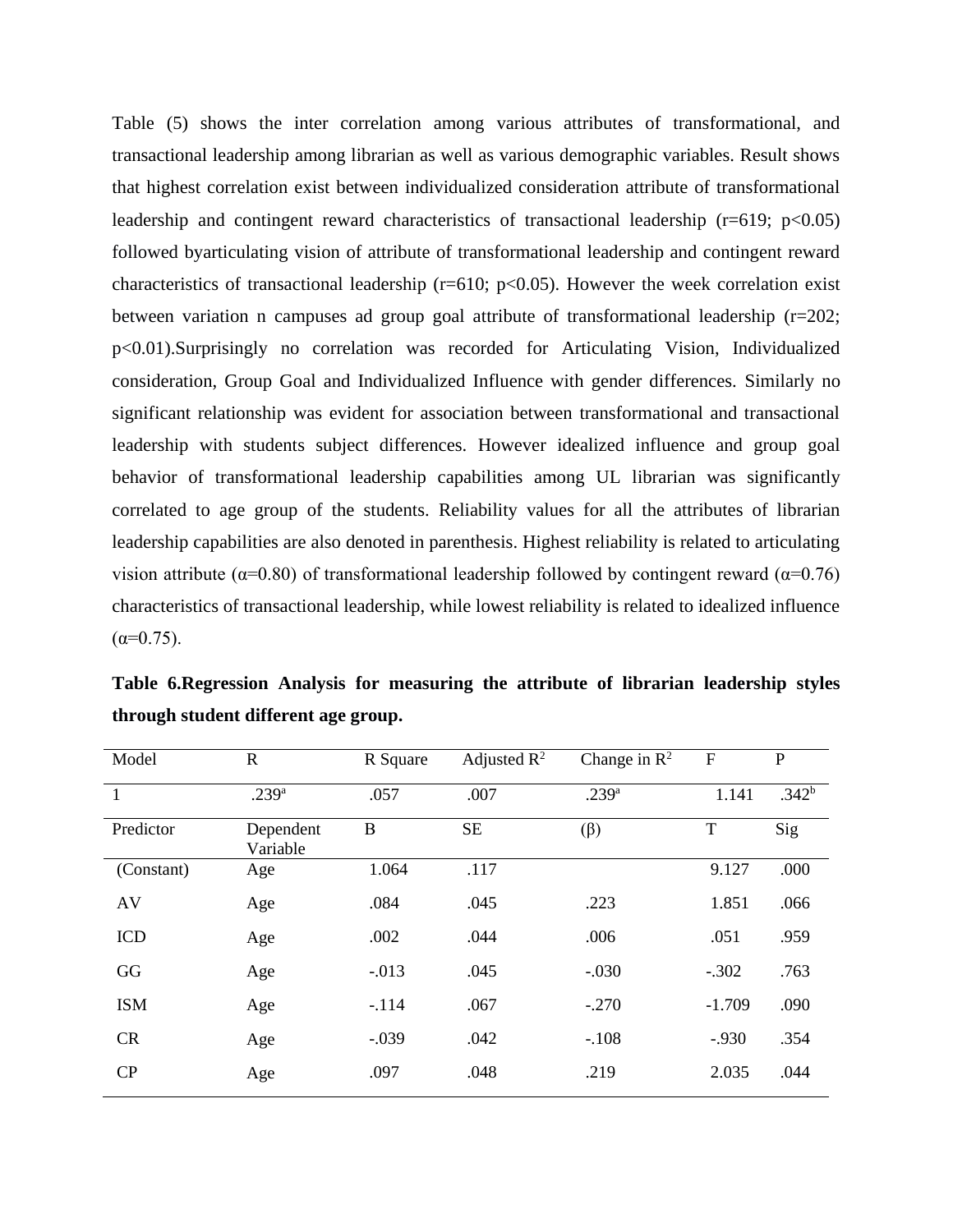Table (5) shows the inter correlation among various attributes of transformational, and transactional leadership among librarian as well as various demographic variables. Result shows that highest correlation exist between individualized consideration attribute of transformational leadership and contingent reward characteristics of transactional leadership (r=619; $p<0.05$) followed byarticulating vision of attribute of transformational leadership and contingent reward characteristics of transactional leadership (r=610; $p<0.05$). However the week correlation exist between variation n campuses ad group goal attribute of transformational leadership (r=202; $p<0.01$).Surprisingly no correlation was recorded for Articulating Vision, Individualized consideration, Group Goal and Individualized Influence with gender differences. Similarly no significant relationship was evident for association between transformational and transactional leadership with students subject differences. However idealized influence and group goal behavior of transformational leadership capabilities among UL librarian was significantly correlated to age group of the students. Reliability values for all the attributes of librarian leadership capabilities are also denoted in parenthesis. Highest reliability is related to articulating vision attribute ($\alpha$=0.80) of transformational leadership followed by contingent reward ($\alpha$=0.76) characteristics of transactional leadership, while lowest reliability is related to idealized influence ($\alpha$=0.75).

**Table 6.Regression Analysis for measuring the attribute of librarian leadership styles through student different age group.**

| Model | R | R Square | Adjusted $R^2$ | Change in $R^2$ | F | P |
|---|---|---|---|---|---|---|
| 1 | .239[a] | .057 | .007 | .239[a] | 1.141 | .342[b] |
| Predictor | Dependent Variable | B | SE | ($\beta$) | T | Sig |
| (Constant) | Age | 1.064 | .117 | | 9.127 | .000 |
| AV | Age | .084 | .045 | .223 | 1.851 | .066 |
| ICD | Age | .002 | .044 | .006 | .051 | .959 |
| GG | Age | -.013 | .045 | -.030 | -.302 | .763 |
| ISM | Age | -.114 | .067 | -.270 | -1.709 | .090 |
| CR | Age | -.039 | .042 | -.108 | -.930 | .354 |
| CP | Age | .097 | .048 | .219 | 2.035 | .044 |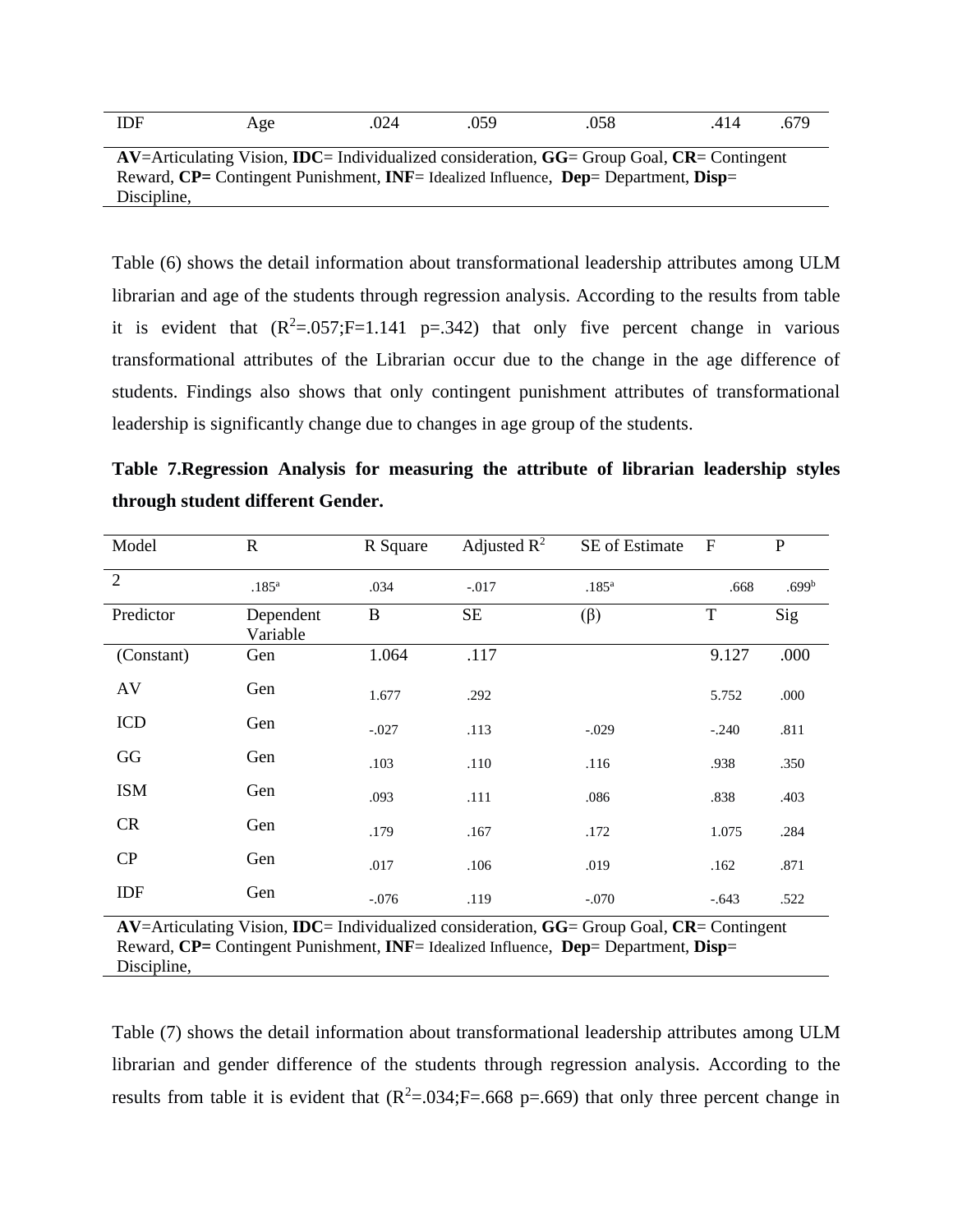| IDF | Age | .024 | .059 | .058 | .414 | .679 |
|---|---|---|---|---|---|---|

**AV**=Articulating Vision, **IDC**= Individualized consideration, **GG**= Group Goal, **CR**= Contingent Reward, **CP=** Contingent Punishment, **INF**= Idealized Influence, **Dep**= Department, **Disp**= Discipline,

Table (6) shows the detail information about transformational leadership attributes among ULM librarian and age of the students through regression analysis. According to the results from table it is evident that ($R^2$=.057;F=1.141 p=.342) that only five percent change in various transformational attributes of the Librarian occur due to the change in the age difference of students. Findings also shows that only contingent punishment attributes of transformational leadership is significantly change due to changes in age group of the students.

**Table 7.Regression Analysis for measuring the attribute of librarian leadership styles through student different Gender.**

| Model | R | R Square | Adjusted $R^2$ | SE of Estimate | F | P |
|---|---|---|---|---|---|---|
| 2 | .185[a] | .034 | -.017 | .185[a] | .668 | .699[b] |
| Predictor | Dependent Variable | B | SE | (β) | T | Sig |
| (Constant) | Gen | 1.064 | .117 | | 9.127 | .000 |
| AV | Gen | 1.677 | .292 | | 5.752 | .000 |
| ICD | Gen | -.027 | .113 | -.029 | -.240 | .811 |
| GG | Gen | .103 | .110 | .116 | .938 | .350 |
| ISM | Gen | .093 | .111 | .086 | .838 | .403 |
| CR | Gen | .179 | .167 | .172 | 1.075 | .284 |
| CP | Gen | .017 | .106 | .019 | .162 | .871 |
| IDF | Gen | -.076 | .119 | -.070 | -.643 | .522 |

**AV**=Articulating Vision, **IDC**= Individualized consideration, **GG**= Group Goal, **CR**= Contingent Reward, **CP=** Contingent Punishment, **INF**= Idealized Influence, **Dep**= Department, **Disp**= Discipline,

Table (7) shows the detail information about transformational leadership attributes among ULM librarian and gender difference of the students through regression analysis. According to the results from table it is evident that ($R^2$=.034;F=.668 p=.669) that only three percent change in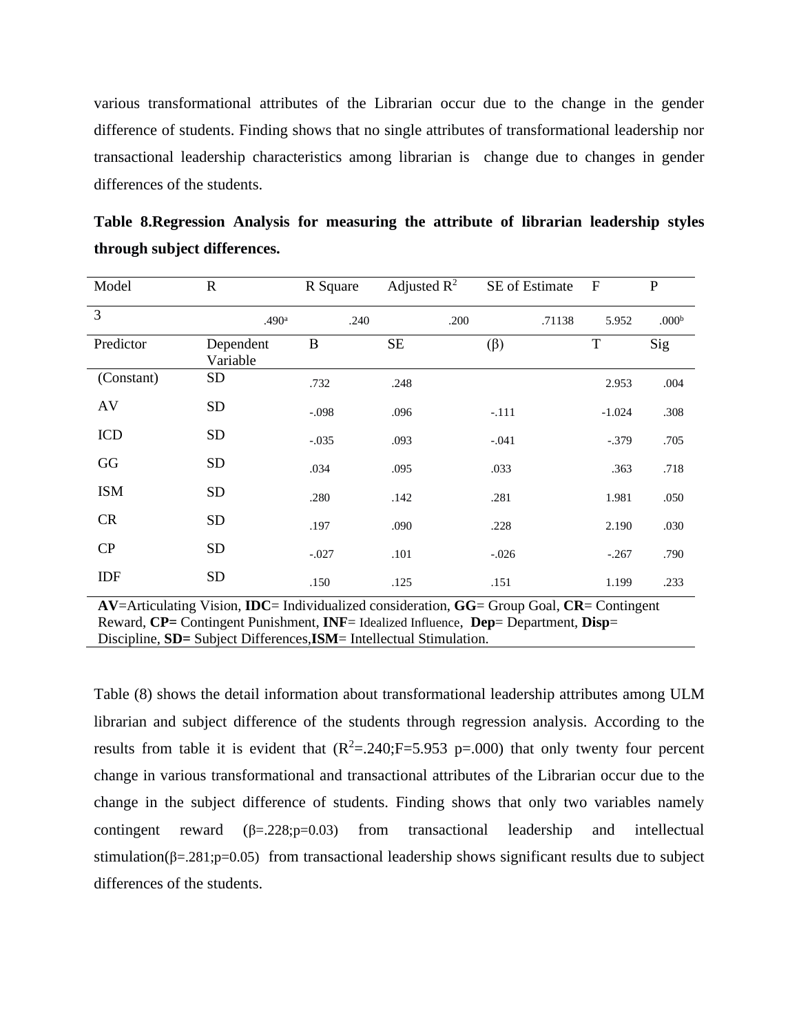various transformational attributes of the Librarian occur due to the change in the gender difference of students. Finding shows that no single attributes of transformational leadership nor transactional leadership characteristics among librarian is change due to changes in gender differences of the students.

**Table 8.Regression Analysis for measuring the attribute of librarian leadership styles through subject differences.**

| Model | R | R Square | Adjusted $R^2$ | SE of Estimate | F | P |
|---|---|---|---|---|---|---|
| 3 | .490[a] | .240 | .200 | .71138 | 5.952 | .000[b] |
| **Predictor** | **Dependent Variable** | **B** | **SE** | **(β)** | **T** | **Sig** |
| (Constant) | SD | .732 | .248 | | 2.953 | .004 |
| AV | SD | -.098 | .096 | -.111 | -1.024 | .308 |
| ICD | SD | -.035 | .093 | -.041 | -.379 | .705 |
| GG | SD | .034 | .095 | .033 | .363 | .718 |
| ISM | SD | .280 | .142 | .281 | 1.981 | .050 |
| CR | SD | .197 | .090 | .228 | 2.190 | .030 |
| CP | SD | -.027 | .101 | -.026 | -.267 | .790 |
| IDF | SD | .150 | .125 | .151 | 1.199 | .233 |

**AV**=Articulating Vision, **IDC**= Individualized consideration, **GG**= Group Goal, **CR**= Contingent Reward, **CP=** Contingent Punishment, **INF**= Idealized Influence, **Dep**= Department, **Disp**= Discipline, **SD=** Subject Differences,**ISM**= Intellectual Stimulation.

Table (8) shows the detail information about transformational leadership attributes among ULM librarian and subject difference of the students through regression analysis. According to the results from table it is evident that ($R^2$=.240;F=5.953 p=.000) that only twenty four percent change in various transformational and transactional attributes of the Librarian occur due to the change in the subject difference of students. Finding shows that only two variables namely contingent reward (β=.228;p=0.03) from transactional leadership and intellectual stimulation(β=.281;p=0.05) from transactional leadership shows significant results due to subject differences of the students.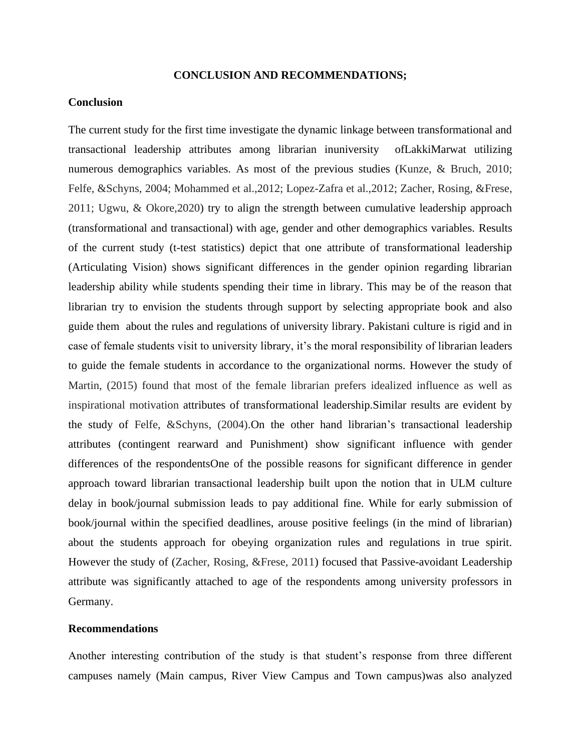**CONCLUSION AND RECOMMENDATIONS;**

**Conclusion**

The current study for the first time investigate the dynamic linkage between transformational and transactional leadership attributes among librarian inuniversity ofLakkiMarwat utilizing numerous demographics variables. As most of the previous studies (Kunze, & Bruch, 2010; Felfe, &Schyns, 2004; Mohammed et al.,2012; Lopez-Zafra et al.,2012; Zacher, Rosing, &Frese, 2011; Ugwu, & Okore,2020) try to align the strength between cumulative leadership approach (transformational and transactional) with age, gender and other demographics variables. Results of the current study (t-test statistics) depict that one attribute of transformational leadership (Articulating Vision) shows significant differences in the gender opinion regarding librarian leadership ability while students spending their time in library. This may be of the reason that librarian try to envision the students through support by selecting appropriate book and also guide them about the rules and regulations of university library. Pakistani culture is rigid and in case of female students visit to university library, it's the moral responsibility of librarian leaders to guide the female students in accordance to the organizational norms. However the study of Martin, (2015) found that most of the female librarian prefers idealized influence as well as inspirational motivation attributes of transformational leadership.Similar results are evident by the study of Felfe, &Schyns, (2004).On the other hand librarian's transactional leadership attributes (contingent rearward and Punishment) show significant influence with gender differences of the respondentsOne of the possible reasons for significant difference in gender approach toward librarian transactional leadership built upon the notion that in ULM culture delay in book/journal submission leads to pay additional fine. While for early submission of book/journal within the specified deadlines, arouse positive feelings (in the mind of librarian) about the students approach for obeying organization rules and regulations in true spirit. However the study of (Zacher, Rosing, &Frese, 2011) focused that Passive-avoidant Leadership attribute was significantly attached to age of the respondents among university professors in Germany.

**Recommendations**

Another interesting contribution of the study is that student's response from three different campuses namely (Main campus, River View Campus and Town campus)was also analyzed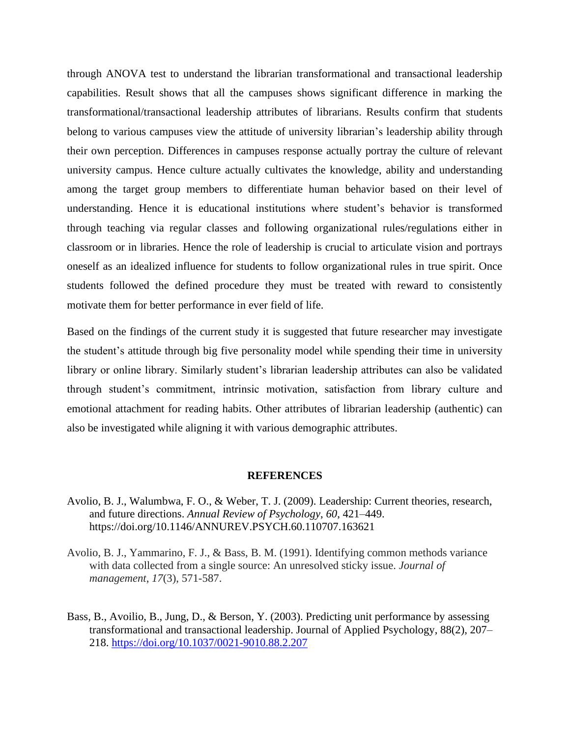through ANOVA test to understand the librarian transformational and transactional leadership capabilities. Result shows that all the campuses shows significant difference in marking the transformational/transactional leadership attributes of librarians. Results confirm that students belong to various campuses view the attitude of university librarian's leadership ability through their own perception. Differences in campuses response actually portray the culture of relevant university campus. Hence culture actually cultivates the knowledge, ability and understanding among the target group members to differentiate human behavior based on their level of understanding. Hence it is educational institutions where student's behavior is transformed through teaching via regular classes and following organizational rules/regulations either in classroom or in libraries. Hence the role of leadership is crucial to articulate vision and portrays oneself as an idealized influence for students to follow organizational rules in true spirit. Once students followed the defined procedure they must be treated with reward to consistently motivate them for better performance in ever field of life.

Based on the findings of the current study it is suggested that future researcher may investigate the student's attitude through big five personality model while spending their time in university library or online library. Similarly student's librarian leadership attributes can also be validated through student's commitment, intrinsic motivation, satisfaction from library culture and emotional attachment for reading habits. Other attributes of librarian leadership (authentic) can also be investigated while aligning it with various demographic attributes.

## REFERENCES

Avolio, B. J., Walumbwa, F. O., & Weber, T. J. (2009). Leadership: Current theories, research, and future directions. *Annual Review of Psychology*, *60*, 421–449. https://doi.org/10.1146/ANNUREV.PSYCH.60.110707.163621

Avolio, B. J., Yammarino, F. J., & Bass, B. M. (1991). Identifying common methods variance with data collected from a single source: An unresolved sticky issue. *Journal of management*, *17*(3), 571-587.

Bass, B., Avoilio, B., Jung, D., & Berson, Y. (2003). Predicting unit performance by assessing transformational and transactional leadership. Journal of Applied Psychology, 88(2), 207–218. https://doi.org/10.1037/0021-9010.88.2.207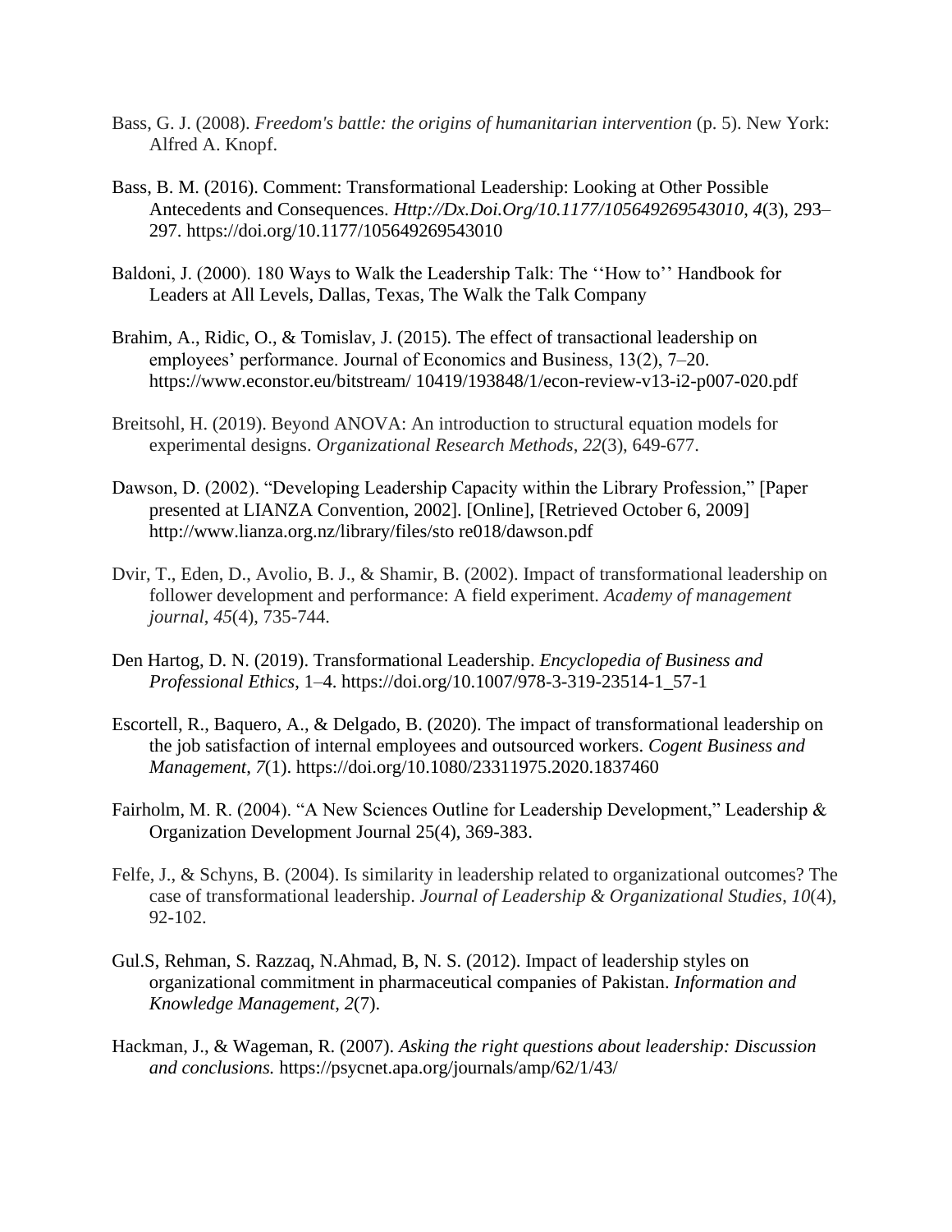Bass, G. J. (2008). *Freedom's battle: the origins of humanitarian intervention* (p. 5). New York: Alfred A. Knopf.

Bass, B. M. (2016). Comment: Transformational Leadership: Looking at Other Possible Antecedents and Consequences. *Http://Dx.Doi.Org/10.1177/105649269543010*, *4*(3), 293–297. https://doi.org/10.1177/105649269543010

Baldoni, J. (2000). 180 Ways to Walk the Leadership Talk: The ''How to'' Handbook for Leaders at All Levels, Dallas, Texas, The Walk the Talk Company

Brahim, A., Ridic, O., & Tomislav, J. (2015). The effect of transactional leadership on employees' performance. Journal of Economics and Business, 13(2), 7–20. https://www.econstor.eu/bitstream/ 10419/193848/1/econ-review-v13-i2-p007-020.pdf

Breitsohl, H. (2019). Beyond ANOVA: An introduction to structural equation models for experimental designs. *Organizational Research Methods*, *22*(3), 649-677.

Dawson, D. (2002). "Developing Leadership Capacity within the Library Profession," [Paper presented at LIANZA Convention, 2002]. [Online], [Retrieved October 6, 2009] http://www.lianza.org.nz/library/files/sto re018/dawson.pdf

Dvir, T., Eden, D., Avolio, B. J., & Shamir, B. (2002). Impact of transformational leadership on follower development and performance: A field experiment. *Academy of management journal*, *45*(4), 735-744.

Den Hartog, D. N. (2019). Transformational Leadership. *Encyclopedia of Business and Professional Ethics*, 1–4. https://doi.org/10.1007/978-3-319-23514-1_57-1

Escortell, R., Baquero, A., & Delgado, B. (2020). The impact of transformational leadership on the job satisfaction of internal employees and outsourced workers. *Cogent Business and Management*, *7*(1). https://doi.org/10.1080/23311975.2020.1837460

Fairholm, M. R. (2004). "A New Sciences Outline for Leadership Development," Leadership & Organization Development Journal 25(4), 369-383.

Felfe, J., & Schyns, B. (2004). Is similarity in leadership related to organizational outcomes? The case of transformational leadership. *Journal of Leadership & Organizational Studies*, *10*(4), 92-102.

Gul.S, Rehman, S. Razzaq, N.Ahmad, B, N. S. (2012). Impact of leadership styles on organizational commitment in pharmaceutical companies of Pakistan. *Information and Knowledge Management*, *2*(7).

Hackman, J., & Wageman, R. (2007). *Asking the right questions about leadership: Discussion and conclusions.* https://psycnet.apa.org/journals/amp/62/1/43/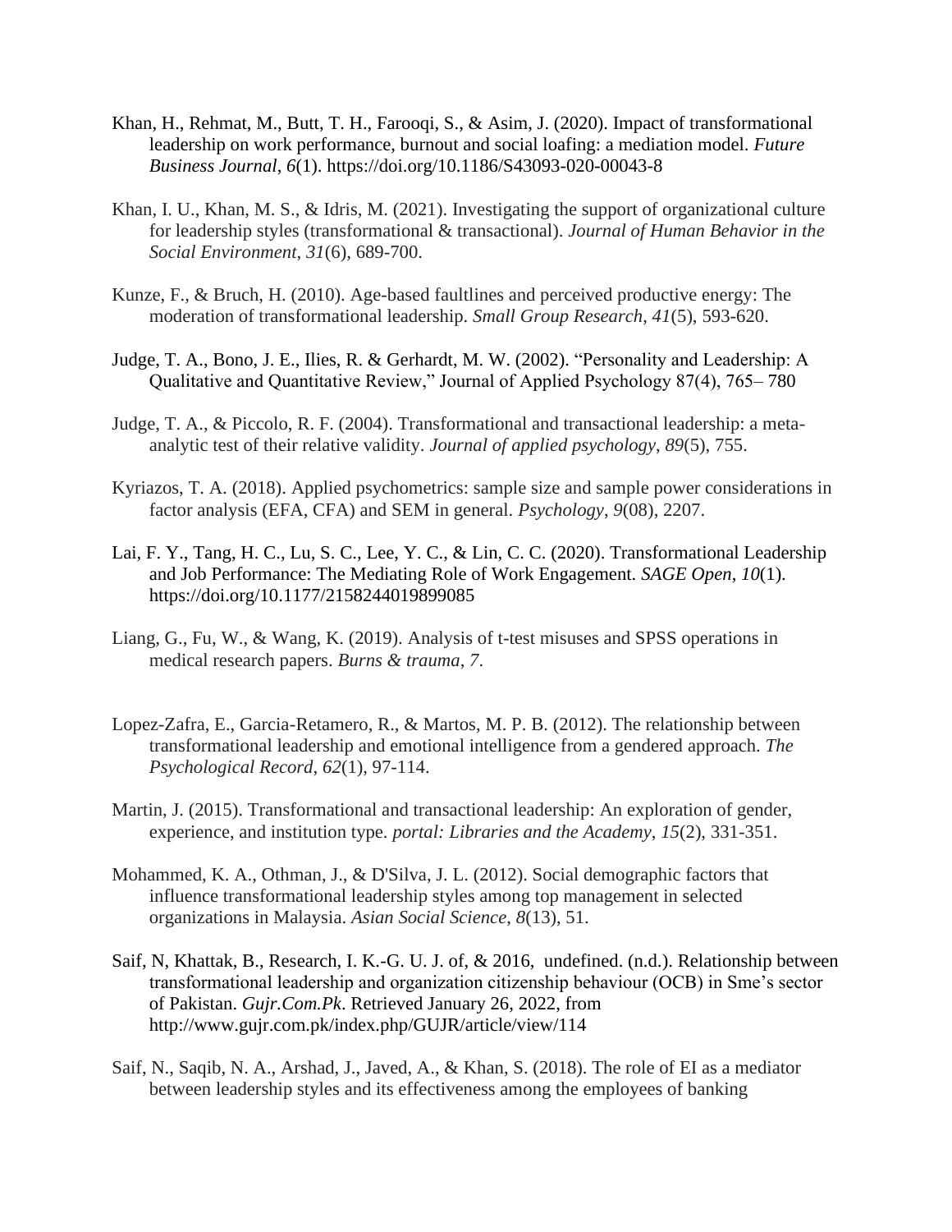Khan, H., Rehmat, M., Butt, T. H., Farooqi, S., & Asim, J. (2020). Impact of transformational leadership on work performance, burnout and social loafing: a mediation model. *Future Business Journal*, *6*(1). https://doi.org/10.1186/S43093-020-00043-8

Khan, I. U., Khan, M. S., & Idris, M. (2021). Investigating the support of organizational culture for leadership styles (transformational & transactional). *Journal of Human Behavior in the Social Environment*, *31*(6), 689-700.

Kunze, F., & Bruch, H. (2010). Age-based faultlines and perceived productive energy: The moderation of transformational leadership. *Small Group Research*, *41*(5), 593-620.

Judge, T. A., Bono, J. E., Ilies, R. & Gerhardt, M. W. (2002). "Personality and Leadership: A Qualitative and Quantitative Review," Journal of Applied Psychology 87(4), 765– 780

Judge, T. A., & Piccolo, R. F. (2004). Transformational and transactional leadership: a meta-analytic test of their relative validity. *Journal of applied psychology*, *89*(5), 755.

Kyriazos, T. A. (2018). Applied psychometrics: sample size and sample power considerations in factor analysis (EFA, CFA) and SEM in general. *Psychology*, *9*(08), 2207.

Lai, F. Y., Tang, H. C., Lu, S. C., Lee, Y. C., & Lin, C. C. (2020). Transformational Leadership and Job Performance: The Mediating Role of Work Engagement. *SAGE Open*, *10*(1). https://doi.org/10.1177/2158244019899085

Liang, G., Fu, W., & Wang, K. (2019). Analysis of t-test misuses and SPSS operations in medical research papers. *Burns & trauma*, *7*.

Lopez-Zafra, E., Garcia-Retamero, R., & Martos, M. P. B. (2012). The relationship between transformational leadership and emotional intelligence from a gendered approach. *The Psychological Record*, *62*(1), 97-114.

Martin, J. (2015). Transformational and transactional leadership: An exploration of gender, experience, and institution type. *portal: Libraries and the Academy*, *15*(2), 331-351.

Mohammed, K. A., Othman, J., & D'Silva, J. L. (2012). Social demographic factors that influence transformational leadership styles among top management in selected organizations in Malaysia. *Asian Social Science*, *8*(13), 51.

Saif, N, Khattak, B., Research, I. K.-G. U. J. of, & 2016, undefined. (n.d.). Relationship between transformational leadership and organization citizenship behaviour (OCB) in Sme's sector of Pakistan. *Gujr.Com.Pk*. Retrieved January 26, 2022, from http://www.gujr.com.pk/index.php/GUJR/article/view/114

Saif, N., Saqib, N. A., Arshad, J., Javed, A., & Khan, S. (2018). The role of EI as a mediator between leadership styles and its effectiveness among the employees of banking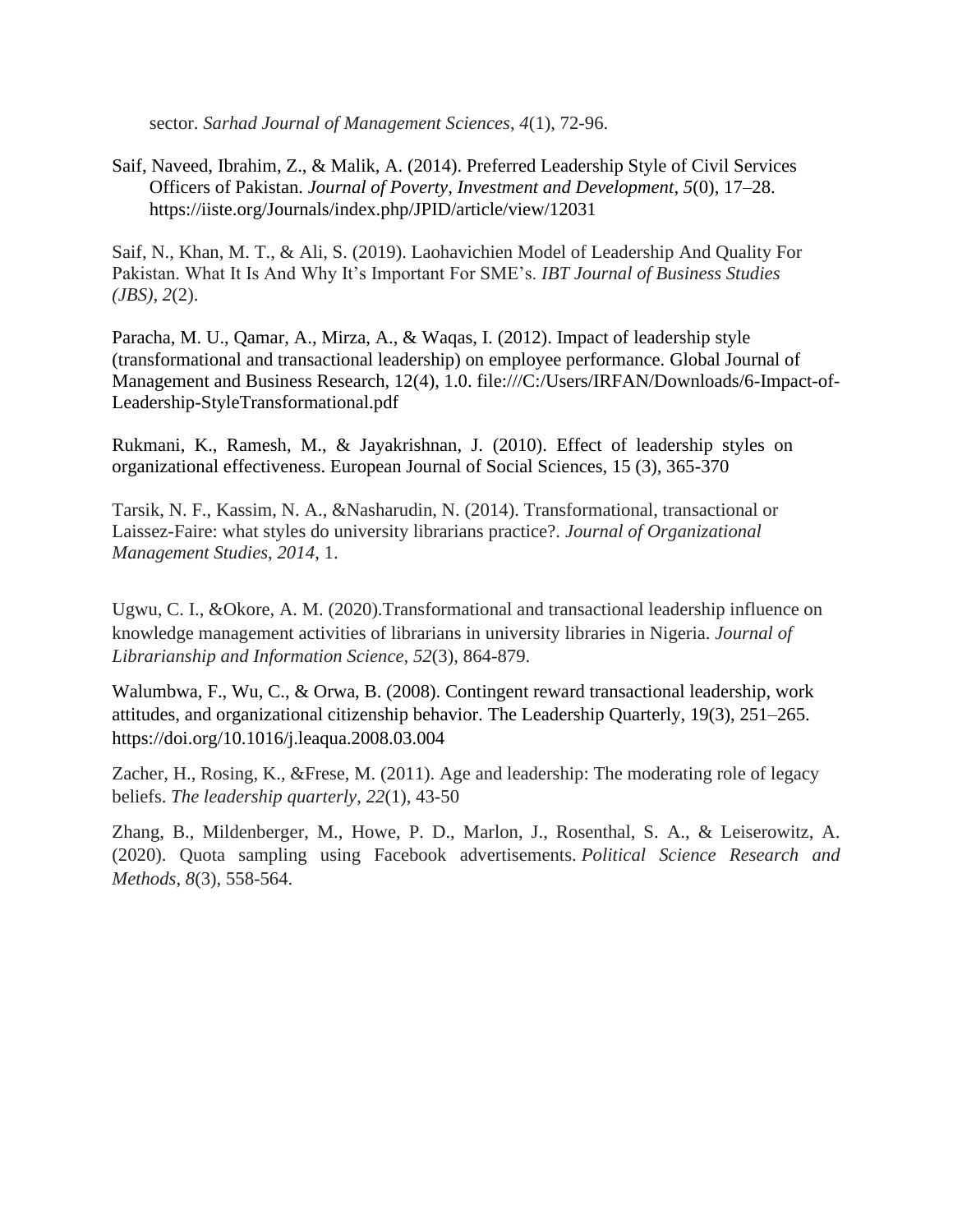sector. *Sarhad Journal of Management Sciences*, *4*(1), 72-96.

Saif, Naveed, Ibrahim, Z., & Malik, A. (2014). Preferred Leadership Style of Civil Services Officers of Pakistan. *Journal of Poverty, Investment and Development*, *5*(0), 17–28. https://iiste.org/Journals/index.php/JPID/article/view/12031

Saif, N., Khan, M. T., & Ali, S. (2019). Laohavichien Model of Leadership And Quality For Pakistan. What It Is And Why It's Important For SME's. *IBT Journal of Business Studies (JBS)*, *2*(2).

Paracha, M. U., Qamar, A., Mirza, A., & Waqas, I. (2012). Impact of leadership style (transformational and transactional leadership) on employee performance. Global Journal of Management and Business Research, 12(4), 1.0. file:///C:/Users/IRFAN/Downloads/6-Impact-of-Leadership-StyleTransformational.pdf

Rukmani, K., Ramesh, M., & Jayakrishnan, J. (2010). Effect of leadership styles on organizational effectiveness. European Journal of Social Sciences, 15 (3), 365-370

Tarsik, N. F., Kassim, N. A., &Nasharudin, N. (2014). Transformational, transactional or Laissez-Faire: what styles do university librarians practice?. *Journal of Organizational Management Studies*, *2014*, 1.

Ugwu, C. I., &Okore, A. M. (2020).Transformational and transactional leadership influence on knowledge management activities of librarians in university libraries in Nigeria. *Journal of Librarianship and Information Science*, *52*(3), 864-879.

Walumbwa, F., Wu, C., & Orwa, B. (2008). Contingent reward transactional leadership, work attitudes, and organizational citizenship behavior. The Leadership Quarterly, 19(3), 251–265. https://doi.org/10.1016/j.leaqua.2008.03.004

Zacher, H., Rosing, K., &Frese, M. (2011). Age and leadership: The moderating role of legacy beliefs. *The leadership quarterly*, *22*(1), 43-50

Zhang, B., Mildenberger, M., Howe, P. D., Marlon, J., Rosenthal, S. A., & Leiserowitz, A. (2020). Quota sampling using Facebook advertisements. *Political Science Research and Methods*, *8*(3), 558-564.